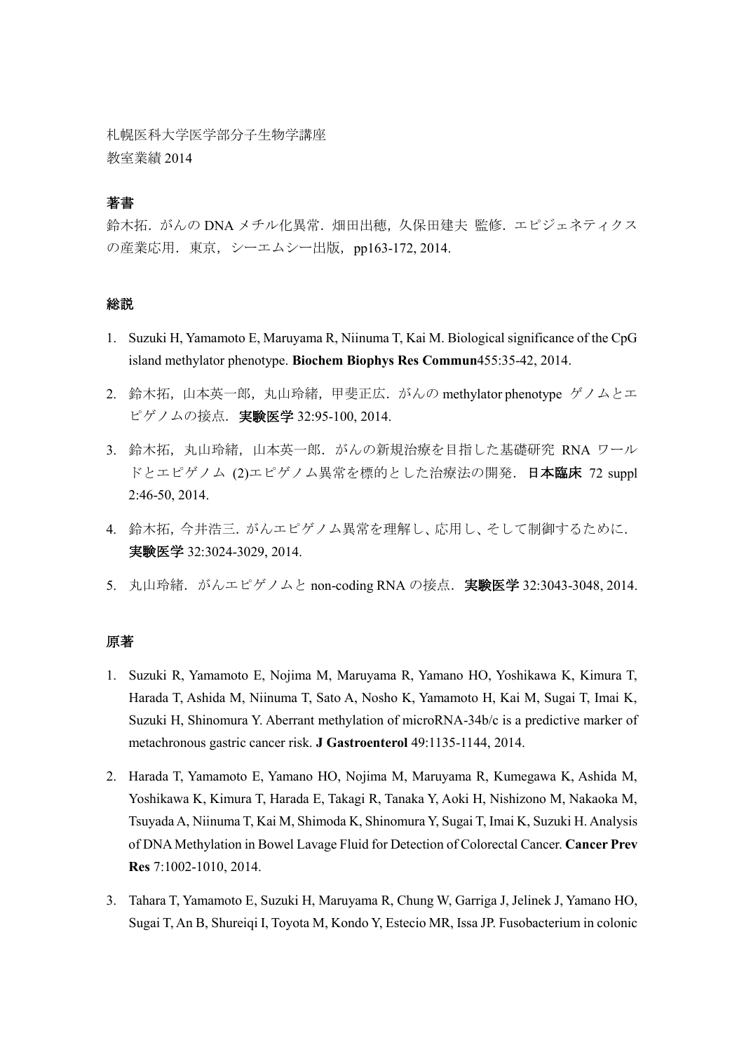札幌医科大学医学部分子生物学講座
教室業績 2014

## 著書

鈴木拓．がんの DNA メチル化異常．畑田出穂，久保田建夫 監修．エピジェネティクスの産業応用．東京，シーエムシー出版，pp163-172, 2014.

## 総説

1. Suzuki H, Yamamoto E, Maruyama R, Niinuma T, Kai M. Biological significance of the CpG island methylator phenotype. **Biochem Biophys Res Commun**455:35-42, 2014.

2. 鈴木拓，山本英一郎，丸山玲緒，甲斐正広．がんの methylator phenotype ゲノムとエピゲノムの接点．**実験医学** 32:95-100, 2014.

3. 鈴木拓，丸山玲緒，山本英一郎．がんの新規治療を目指した基礎研究 RNA ワールドとエピゲノム (2)エピゲノム異常を標的とした治療法の開発．**日本臨床** 72 suppl 2:46-50, 2014.

4. 鈴木拓，今井浩三．がんエピゲノム異常を理解し、応用し、そして制御するために．**実験医学** 32:3024-3029, 2014.

5. 丸山玲緒．がんエピゲノムと non-coding RNA の接点．**実験医学** 32:3043-3048, 2014.

## 原著

1. Suzuki R, Yamamoto E, Nojima M, Maruyama R, Yamano HO, Yoshikawa K, Kimura T, Harada T, Ashida M, Niinuma T, Sato A, Nosho K, Yamamoto H, Kai M, Sugai T, Imai K, Suzuki H, Shinomura Y. Aberrant methylation of microRNA-34b/c is a predictive marker of metachronous gastric cancer risk. **J Gastroenterol** 49:1135-1144, 2014.

2. Harada T, Yamamoto E, Yamano HO, Nojima M, Maruyama R, Kumegawa K, Ashida M, Yoshikawa K, Kimura T, Harada E, Takagi R, Tanaka Y, Aoki H, Nishizono M, Nakaoka M, Tsuyada A, Niinuma T, Kai M, Shimoda K, Shinomura Y, Sugai T, Imai K, Suzuki H. Analysis of DNA Methylation in Bowel Lavage Fluid for Detection of Colorectal Cancer. **Cancer Prev Res** 7:1002-1010, 2014.

3. Tahara T, Yamamoto E, Suzuki H, Maruyama R, Chung W, Garriga J, Jelinek J, Yamano HO, Sugai T, An B, Shureiqi I, Toyota M, Kondo Y, Estecio MR, Issa JP. Fusobacterium in colonic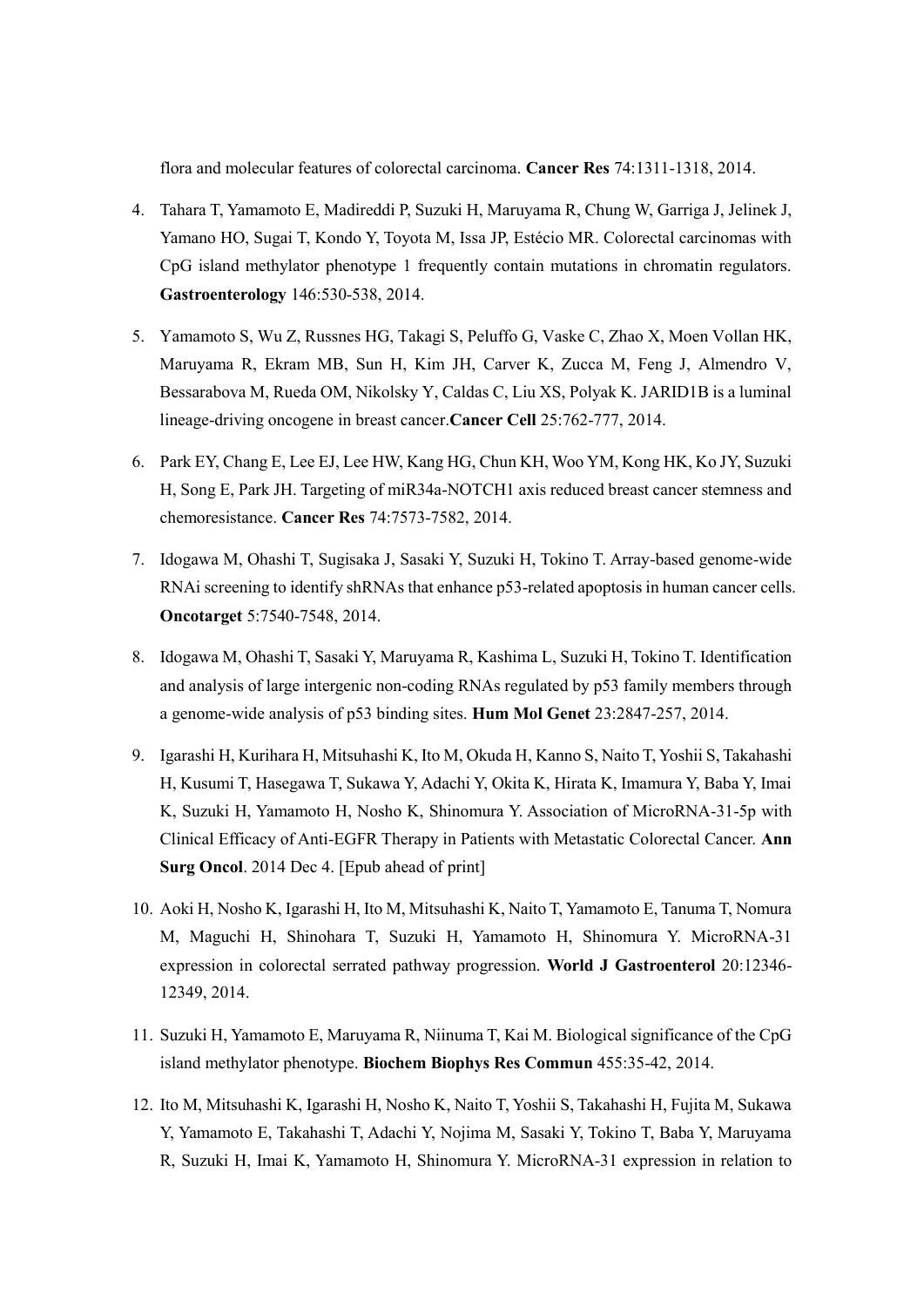flora and molecular features of colorectal carcinoma. **Cancer Res** 74:1311-1318, 2014.

4. Tahara T, Yamamoto E, Madireddi P, Suzuki H, Maruyama R, Chung W, Garriga J, Jelinek J, Yamano HO, Sugai T, Kondo Y, Toyota M, Issa JP, Estécio MR. Colorectal carcinomas with CpG island methylator phenotype 1 frequently contain mutations in chromatin regulators. **Gastroenterology** 146:530-538, 2014.

5. Yamamoto S, Wu Z, Russnes HG, Takagi S, Peluffo G, Vaske C, Zhao X, Moen Vollan HK, Maruyama R, Ekram MB, Sun H, Kim JH, Carver K, Zucca M, Feng J, Almendro V, Bessarabova M, Rueda OM, Nikolsky Y, Caldas C, Liu XS, Polyak K. JARID1B is a luminal lineage-driving oncogene in breast cancer.**Cancer Cell** 25:762-777, 2014.

6. Park EY, Chang E, Lee EJ, Lee HW, Kang HG, Chun KH, Woo YM, Kong HK, Ko JY, Suzuki H, Song E, Park JH. Targeting of miR34a-NOTCH1 axis reduced breast cancer stemness and chemoresistance. **Cancer Res** 74:7573-7582, 2014.

7. Idogawa M, Ohashi T, Sugisaka J, Sasaki Y, Suzuki H, Tokino T. Array-based genome-wide RNAi screening to identify shRNAs that enhance p53-related apoptosis in human cancer cells. **Oncotarget** 5:7540-7548, 2014.

8. Idogawa M, Ohashi T, Sasaki Y, Maruyama R, Kashima L, Suzuki H, Tokino T. Identification and analysis of large intergenic non-coding RNAs regulated by p53 family members through a genome-wide analysis of p53 binding sites. **Hum Mol Genet** 23:2847-257, 2014.

9. Igarashi H, Kurihara H, Mitsuhashi K, Ito M, Okuda H, Kanno S, Naito T, Yoshii S, Takahashi H, Kusumi T, Hasegawa T, Sukawa Y, Adachi Y, Okita K, Hirata K, Imamura Y, Baba Y, Imai K, Suzuki H, Yamamoto H, Nosho K, Shinomura Y. Association of MicroRNA-31-5p with Clinical Efficacy of Anti-EGFR Therapy in Patients with Metastatic Colorectal Cancer. **Ann Surg Oncol**. 2014 Dec 4. [Epub ahead of print]

10. Aoki H, Nosho K, Igarashi H, Ito M, Mitsuhashi K, Naito T, Yamamoto E, Tanuma T, Nomura M, Maguchi H, Shinohara T, Suzuki H, Yamamoto H, Shinomura Y. MicroRNA-31 expression in colorectal serrated pathway progression. **World J Gastroenterol** 20:12346-12349, 2014.

11. Suzuki H, Yamamoto E, Maruyama R, Niinuma T, Kai M. Biological significance of the CpG island methylator phenotype. **Biochem Biophys Res Commun** 455:35-42, 2014.

12. Ito M, Mitsuhashi K, Igarashi H, Nosho K, Naito T, Yoshii S, Takahashi H, Fujita M, Sukawa Y, Yamamoto E, Takahashi T, Adachi Y, Nojima M, Sasaki Y, Tokino T, Baba Y, Maruyama R, Suzuki H, Imai K, Yamamoto H, Shinomura Y. MicroRNA-31 expression in relation to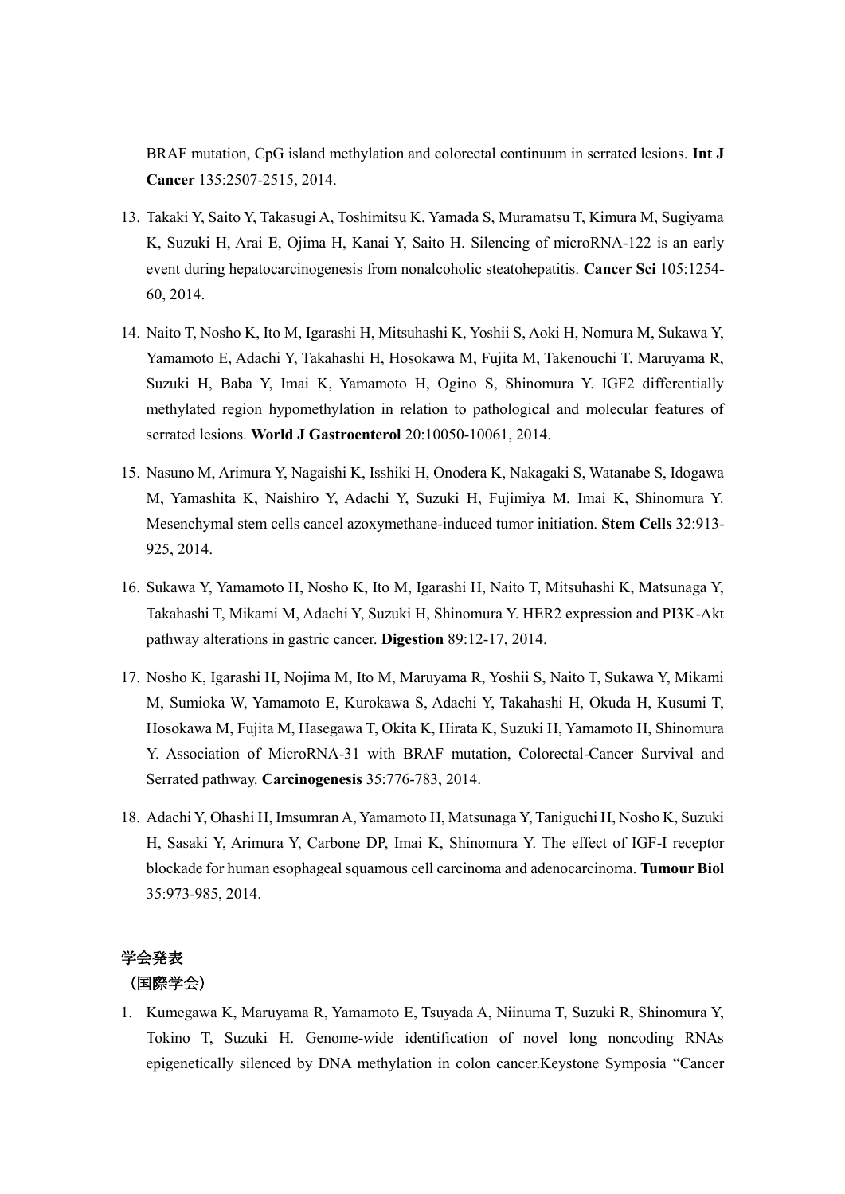BRAF mutation, CpG island methylation and colorectal continuum in serrated lesions. **Int J Cancer** 135:2507-2515, 2014.

13. Takaki Y, Saito Y, Takasugi A, Toshimitsu K, Yamada S, Muramatsu T, Kimura M, Sugiyama K, Suzuki H, Arai E, Ojima H, Kanai Y, Saito H. Silencing of microRNA-122 is an early event during hepatocarcinogenesis from nonalcoholic steatohepatitis. **Cancer Sci** 105:1254-60, 2014.

14. Naito T, Nosho K, Ito M, Igarashi H, Mitsuhashi K, Yoshii S, Aoki H, Nomura M, Sukawa Y, Yamamoto E, Adachi Y, Takahashi H, Hosokawa M, Fujita M, Takenouchi T, Maruyama R, Suzuki H, Baba Y, Imai K, Yamamoto H, Ogino S, Shinomura Y. IGF2 differentially methylated region hypomethylation in relation to pathological and molecular features of serrated lesions. **World J Gastroenterol** 20:10050-10061, 2014.

15. Nasuno M, Arimura Y, Nagaishi K, Isshiki H, Onodera K, Nakagaki S, Watanabe S, Idogawa M, Yamashita K, Naishiro Y, Adachi Y, Suzuki H, Fujimiya M, Imai K, Shinomura Y. Mesenchymal stem cells cancel azoxymethane-induced tumor initiation. **Stem Cells** 32:913-925, 2014.

16. Sukawa Y, Yamamoto H, Nosho K, Ito M, Igarashi H, Naito T, Mitsuhashi K, Matsunaga Y, Takahashi T, Mikami M, Adachi Y, Suzuki H, Shinomura Y. HER2 expression and PI3K-Akt pathway alterations in gastric cancer. **Digestion** 89:12-17, 2014.

17. Nosho K, Igarashi H, Nojima M, Ito M, Maruyama R, Yoshii S, Naito T, Sukawa Y, Mikami M, Sumioka W, Yamamoto E, Kurokawa S, Adachi Y, Takahashi H, Okuda H, Kusumi T, Hosokawa M, Fujita M, Hasegawa T, Okita K, Hirata K, Suzuki H, Yamamoto H, Shinomura Y. Association of MicroRNA-31 with BRAF mutation, Colorectal-Cancer Survival and Serrated pathway. **Carcinogenesis** 35:776-783, 2014.

18. Adachi Y, Ohashi H, Imsumran A, Yamamoto H, Matsunaga Y, Taniguchi H, Nosho K, Suzuki H, Sasaki Y, Arimura Y, Carbone DP, Imai K, Shinomura Y. The effect of IGF-I receptor blockade for human esophageal squamous cell carcinoma and adenocarcinoma. **Tumour Biol** 35:973-985, 2014.

## 学会発表

### （国際学会）

1. Kumegawa K, Maruyama R, Yamamoto E, Tsuyada A, Niinuma T, Suzuki R, Shinomura Y, Tokino T, Suzuki H. Genome-wide identification of novel long noncoding RNAs epigenetically silenced by DNA methylation in colon cancer.Keystone Symposia “Cancer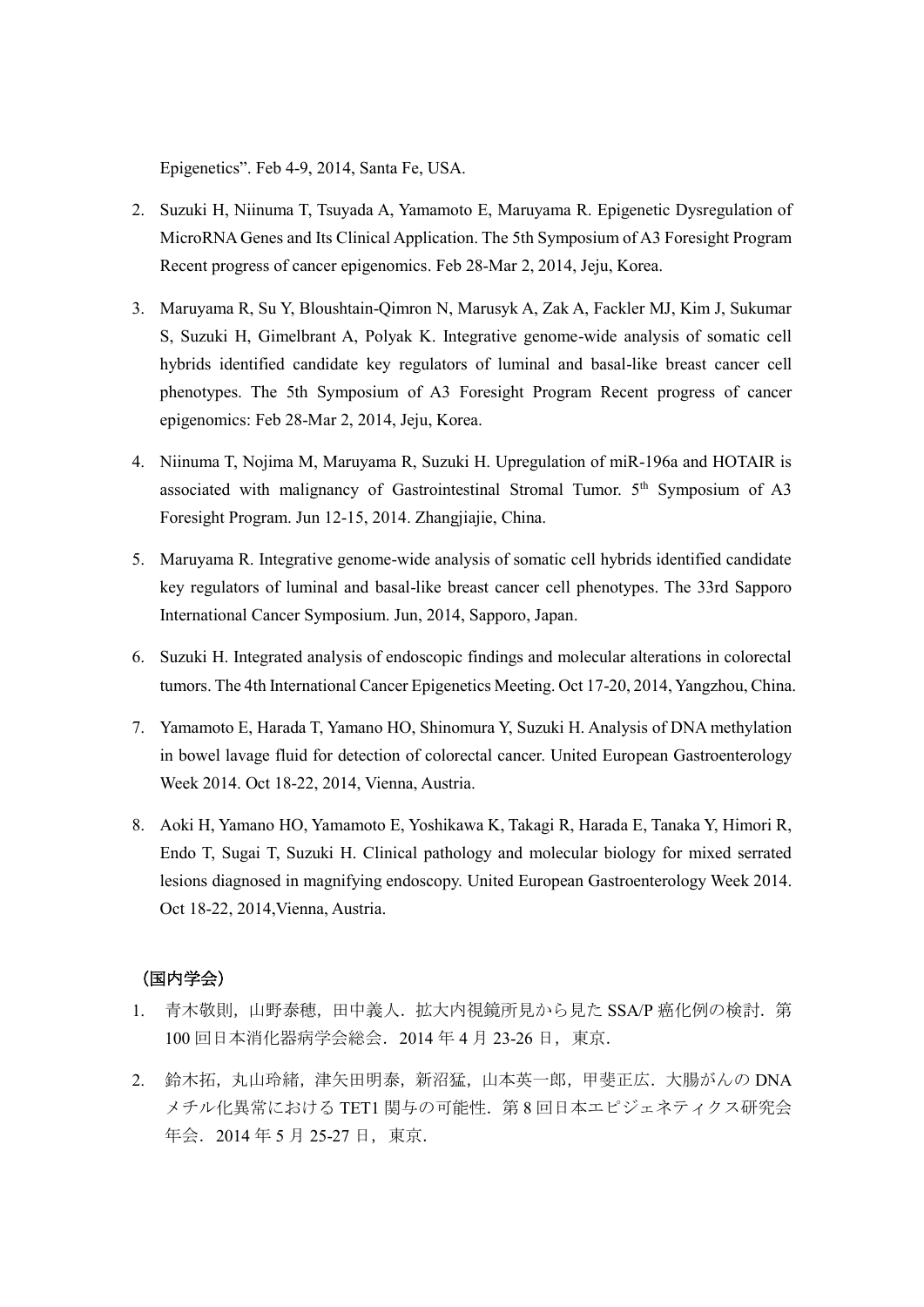Epigenetics". Feb 4-9, 2014, Santa Fe, USA.

2. Suzuki H, Niinuma T, Tsuyada A, Yamamoto E, Maruyama R. Epigenetic Dysregulation of MicroRNA Genes and Its Clinical Application. The 5th Symposium of A3 Foresight Program Recent progress of cancer epigenomics. Feb 28-Mar 2, 2014, Jeju, Korea.

3. Maruyama R, Su Y, Bloushtain-Qimron N, Marusyk A, Zak A, Fackler MJ, Kim J, Sukumar S, Suzuki H, Gimelbrant A, Polyak K. Integrative genome-wide analysis of somatic cell hybrids identified candidate key regulators of luminal and basal-like breast cancer cell phenotypes. The 5th Symposium of A3 Foresight Program Recent progress of cancer epigenomics: Feb 28-Mar 2, 2014, Jeju, Korea.

4. Niinuma T, Nojima M, Maruyama R, Suzuki H. Upregulation of miR-196a and HOTAIR is associated with malignancy of Gastrointestinal Stromal Tumor. 5th Symposium of A3 Foresight Program. Jun 12-15, 2014. Zhangjiajie, China.

5. Maruyama R. Integrative genome-wide analysis of somatic cell hybrids identified candidate key regulators of luminal and basal-like breast cancer cell phenotypes. The 33rd Sapporo International Cancer Symposium. Jun, 2014, Sapporo, Japan.

6. Suzuki H. Integrated analysis of endoscopic findings and molecular alterations in colorectal tumors. The 4th International Cancer Epigenetics Meeting. Oct 17-20, 2014, Yangzhou, China.

7. Yamamoto E, Harada T, Yamano HO, Shinomura Y, Suzuki H. Analysis of DNA methylation in bowel lavage fluid for detection of colorectal cancer. United European Gastroenterology Week 2014. Oct 18-22, 2014, Vienna, Austria.

8. Aoki H, Yamano HO, Yamamoto E, Yoshikawa K, Takagi R, Harada E, Tanaka Y, Himori R, Endo T, Sugai T, Suzuki H. Clinical pathology and molecular biology for mixed serrated lesions diagnosed in magnifying endoscopy. United European Gastroenterology Week 2014. Oct 18-22, 2014,Vienna, Austria.

（国内学会）

1. 青木敬則，山野泰穂，田中義人．拡大内視鏡所見から見た SSA/P 癌化例の検討．第 100 回日本消化器病学会総会．2014 年 4 月 23-26 日，東京．

2. 鈴木拓，丸山玲緒，津矢田明泰，新沼猛，山本英一郎，甲斐正広．大腸がんの DNA メチル化異常における TET1 関与の可能性．第 8 回日本エピジェネティクス研究会年会．2014 年 5 月 25-27 日，東京．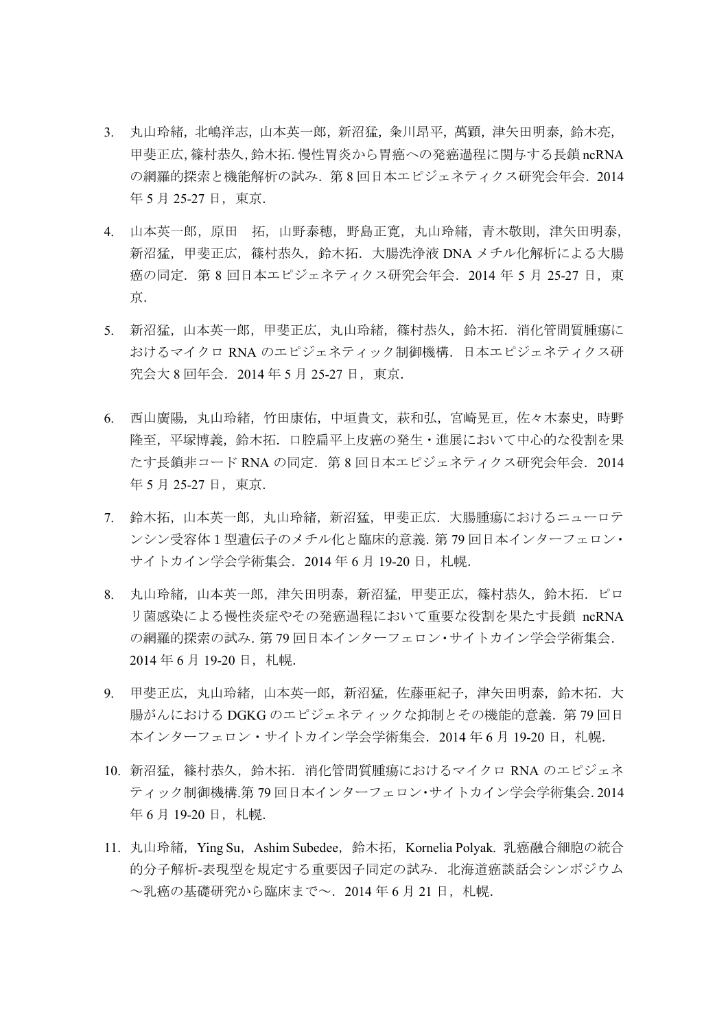3. 丸山玲緒，北嶋洋志，山本英一郎，新沼猛，粂川昂平，萬顕，津矢田明泰，鈴木亮，甲斐正広，篠村恭久，鈴木拓. 慢性胃炎から胃癌への発癌過程に関与する長鎖 ncRNA の網羅的探索と機能解析の試み．第 8 回日本エピジェネティクス研究会年会．2014 年 5 月 25-27 日，東京.

4. 山本英一郎，原田　拓，山野泰穂，野島正寛，丸山玲緒，青木敬則，津矢田明泰，新沼猛，甲斐正広，篠村恭久，鈴木拓．大腸洗浄液 DNA メチル化解析による大腸癌の同定．第 8 回日本エピジェネティクス研究会年会．2014 年 5 月 25-27 日，東京.

5. 新沼猛，山本英一郎，甲斐正広，丸山玲緒，篠村恭久，鈴木拓．消化管間質腫瘍におけるマイクロ RNA のエピジェネティック制御機構．日本エピジェネティクス研究会大 8 回年会．2014 年 5 月 25-27 日，東京.

6. 西山廣陽，丸山玲緒，竹田康佑，中垣貴文，萩和弘，宮崎晃亘，佐々木泰史，時野隆至，平塚博義，鈴木拓．口腔扁平上皮癌の発生・進展において中心的な役割を果たす長鎖非コード RNA の同定．第 8 回日本エピジェネティクス研究会年会．2014 年 5 月 25-27 日，東京.

7. 鈴木拓，山本英一郎，丸山玲緒，新沼猛，甲斐正広．大腸腫瘍におけるニューロテンシン受容体 1 型遺伝子のメチル化と臨床的意義. 第 79 回日本インターフェロン・サイトカイン学会学術集会．2014 年 6 月 19-20 日，札幌.

8. 丸山玲緒，山本英一郎，津矢田明泰，新沼猛，甲斐正広，篠村恭久，鈴木拓．ピロリ菌感染による慢性炎症やその発癌過程において重要な役割を果たす長鎖 ncRNA の網羅的探索の試み. 第 79 回日本インターフェロン・サイトカイン学会学術集会. 2014 年 6 月 19-20 日，札幌.

9. 甲斐正広，丸山玲緒，山本英一郎，新沼猛，佐藤亜紀子，津矢田明泰，鈴木拓．大腸がんにおける DGKG のエピジェネティックな抑制とその機能的意義．第 79 回日本インターフェロン・サイトカイン学会学術集会．2014 年 6 月 19-20 日，札幌.

10. 新沼猛，篠村恭久，鈴木拓．消化管間質腫瘍におけるマイクロ RNA のエピジェネティック制御機構.第 79 回日本インターフェロン･サイトカイン学会学術集会. 2014 年 6 月 19-20 日，札幌.

11. 丸山玲緒，Ying Su，Ashim Subedee，鈴木拓，Kornelia Polyak. 乳癌融合細胞の統合的分子解析-表現型を規定する重要因子同定の試み．北海道癌談話会シンポジウム～乳癌の基礎研究から臨床まで～．2014 年 6 月 21 日，札幌.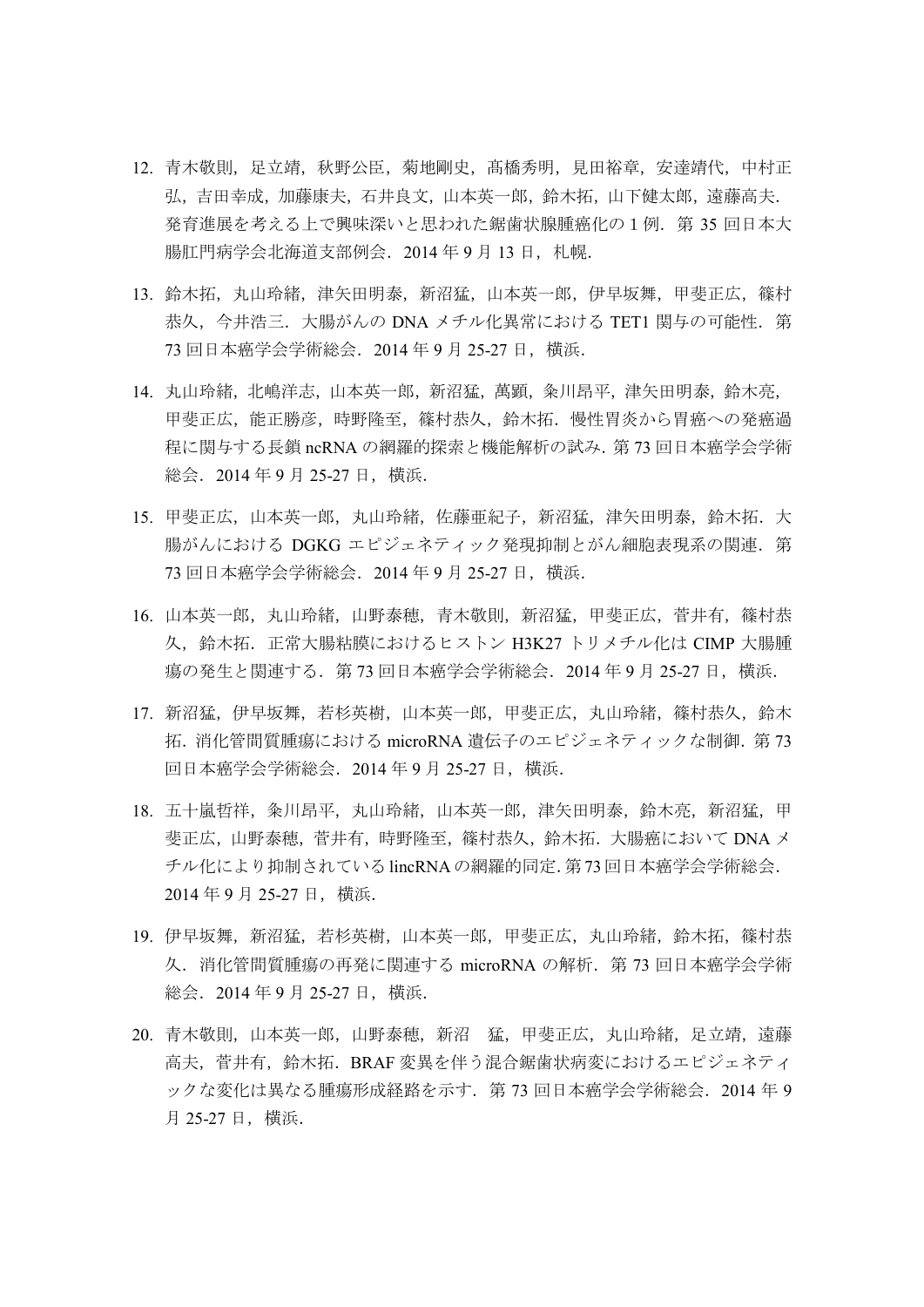12. 青木敬則，足立靖，秋野公臣，菊地剛史，髙橋秀明，見田裕章，安達靖代，中村正弘，吉田幸成，加藤康夫，石井良文，山本英一郎，鈴木拓，山下健太郎，遠藤高夫．発育進展を考える上で興味深いと思われた鋸歯状腺腫癌化の 1 例．第 35 回日本大腸肛門病学会北海道支部例会．2014 年 9 月 13 日，札幌．

13. 鈴木拓，丸山玲緒，津矢田明泰，新沼猛，山本英一郎，伊早坂舞，甲斐正広，篠村恭久，今井浩三．大腸がんの DNA メチル化異常における TET1 関与の可能性．第 73 回日本癌学会学術総会．2014 年 9 月 25-27 日，横浜．

14. 丸山玲緒，北嶋洋志，山本英一郎，新沼猛，萬顕，粂川昂平，津矢田明泰，鈴木亮，甲斐正広，能正勝彦，時野隆至，篠村恭久，鈴木拓．慢性胃炎から胃癌への発癌過程に関与する長鎖 ncRNA の網羅的探索と機能解析の試み．第 73 回日本癌学会学術総会．2014 年 9 月 25-27 日，横浜．

15. 甲斐正広，山本英一郎，丸山玲緒，佐藤亜紀子，新沼猛，津矢田明泰，鈴木拓．大腸がんにおける DGKG エピジェネティック発現抑制とがん細胞表現系の関連．第 73 回日本癌学会学術総会．2014 年 9 月 25-27 日，横浜．

16. 山本英一郎，丸山玲緒，山野泰穂，青木敬則，新沼猛，甲斐正広，菅井有，篠村恭久，鈴木拓．正常大腸粘膜におけるヒストン H3K27 トリメチル化は CIMP 大腸腫瘍の発生と関連する．第 73 回日本癌学会学術総会．2014 年 9 月 25-27 日，横浜．

17. 新沼猛，伊早坂舞，若杉英樹，山本英一郎，甲斐正広，丸山玲緒，篠村恭久，鈴木拓．消化管間質腫瘍における microRNA 遺伝子のエピジェネティックな制御．第 73 回日本癌学会学術総会．2014 年 9 月 25-27 日，横浜．

18. 五十嵐哲祥，粂川昂平，丸山玲緒，山本英一郎，津矢田明泰，鈴木亮，新沼猛，甲斐正広，山野泰穂，菅井有，時野隆至，篠村恭久，鈴木拓．大腸癌において DNA メチル化により抑制されている lincRNA の網羅的同定．第 73 回日本癌学会学術総会．2014 年 9 月 25-27 日，横浜．

19. 伊早坂舞，新沼猛，若杉英樹，山本英一郎，甲斐正広，丸山玲緒，鈴木拓，篠村恭久．消化管間質腫瘍の再発に関連する microRNA の解析．第 73 回日本癌学会学術総会．2014 年 9 月 25-27 日，横浜．

20. 青木敬則，山本英一郎，山野泰穂，新沼　猛，甲斐正広，丸山玲緒，足立靖，遠藤高夫，菅井有，鈴木拓．BRAF 変異を伴う混合鋸歯状病変におけるエピジェネティックな変化は異なる腫瘍形成経路を示す．第 73 回日本癌学会学術総会．2014 年 9 月 25-27 日，横浜．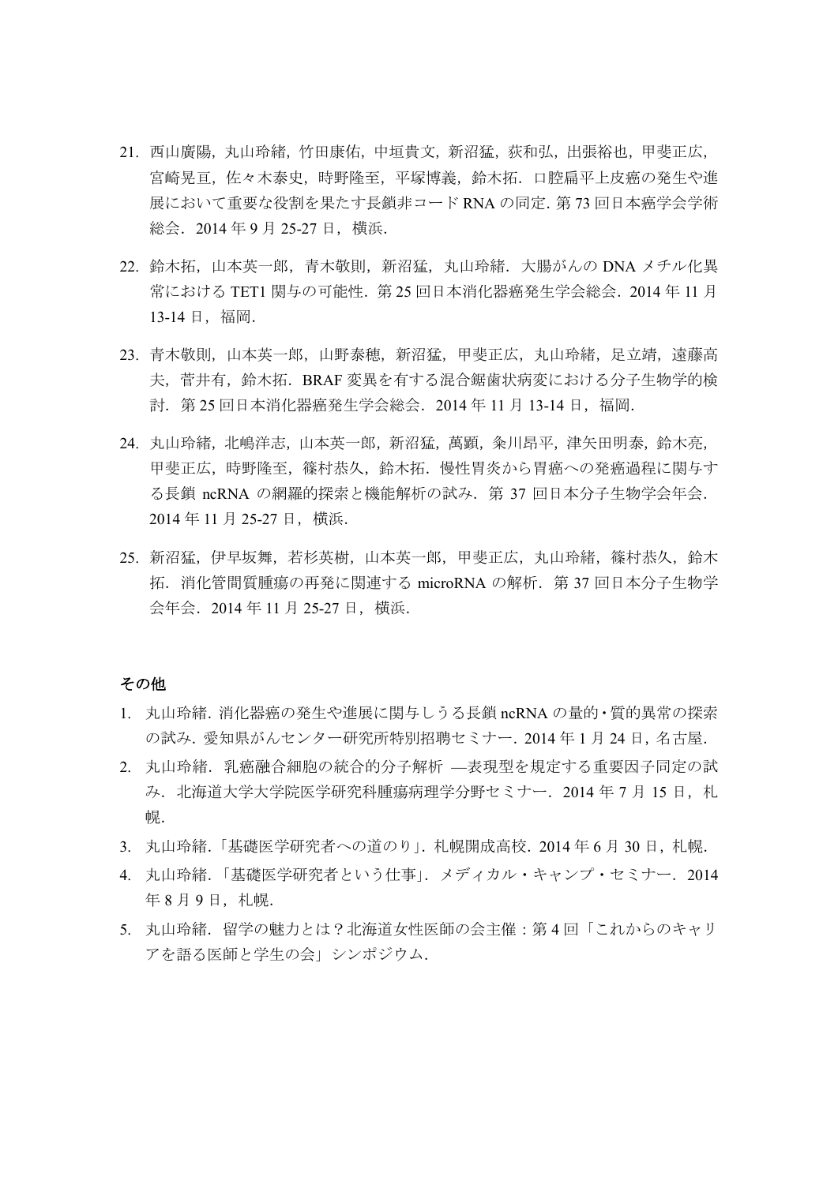21. 西山廣陽，丸山玲緒，竹田康佑，中垣貴文，新沼猛，荻和弘，出張裕也，甲斐正広，宮崎晃亘，佐々木泰史，時野隆至，平塚博義，鈴木拓．口腔扁平上皮癌の発生や進展において重要な役割を果たす長鎖非コード RNA の同定. 第 73 回日本癌学会学術総会．2014 年 9 月 25-27 日，横浜.

22. 鈴木拓，山本英一郎，青木敬則，新沼猛，丸山玲緒．大腸がんの DNA メチル化異常における TET1 関与の可能性．第 25 回日本消化器癌発生学会総会．2014 年 11 月 13-14 日，福岡.

23. 青木敬則，山本英一郎，山野泰穂，新沼猛，甲斐正広，丸山玲緒，足立靖，遠藤高夫，菅井有，鈴木拓．BRAF 変異を有する混合鋸歯状病変における分子生物学的検討．第 25 回日本消化器癌発生学会総会．2014 年 11 月 13-14 日，福岡.

24. 丸山玲緒，北嶋洋志，山本英一郎，新沼猛，萬顕，粂川昂平，津矢田明泰，鈴木亮，甲斐正広，時野隆至，篠村恭久，鈴木拓．慢性胃炎から胃癌への発癌過程に関与する長鎖 ncRNA の網羅的探索と機能解析の試み．第 37 回日本分子生物学会年会．2014 年 11 月 25-27 日，横浜.

25. 新沼猛，伊早坂舞，若杉英樹，山本英一郎，甲斐正広，丸山玲緒，篠村恭久，鈴木拓．消化管間質腫瘍の再発に関連する microRNA の解析．第 37 回日本分子生物学会年会．2014 年 11 月 25-27 日，横浜.

**その他**

1. 丸山玲緒. 消化器癌の発生や進展に関与しうる長鎖 ncRNA の量的・質的異常の探索の試み. 愛知県がんセンター研究所特別招聘セミナー. 2014 年 1 月 24 日，名古屋.
2. 丸山玲緒．乳癌融合細胞の統合的分子解析 —表現型を規定する重要因子同定の試み．北海道大学大学院医学研究科腫瘍病理学分野セミナー．2014 年 7 月 15 日，札幌.
3. 丸山玲緒.「基礎医学研究者への道のり」. 札幌開成高校．2014 年 6 月 30 日，札幌.
4. 丸山玲緒.「基礎医学研究者という仕事」．メディカル・キャンプ・セミナー．2014 年 8 月 9 日，札幌.
5. 丸山玲緒．留学の魅力とは？北海道女性医師の会主催：第 4 回「これからのキャリアを語る医師と学生の会」シンポジウム.